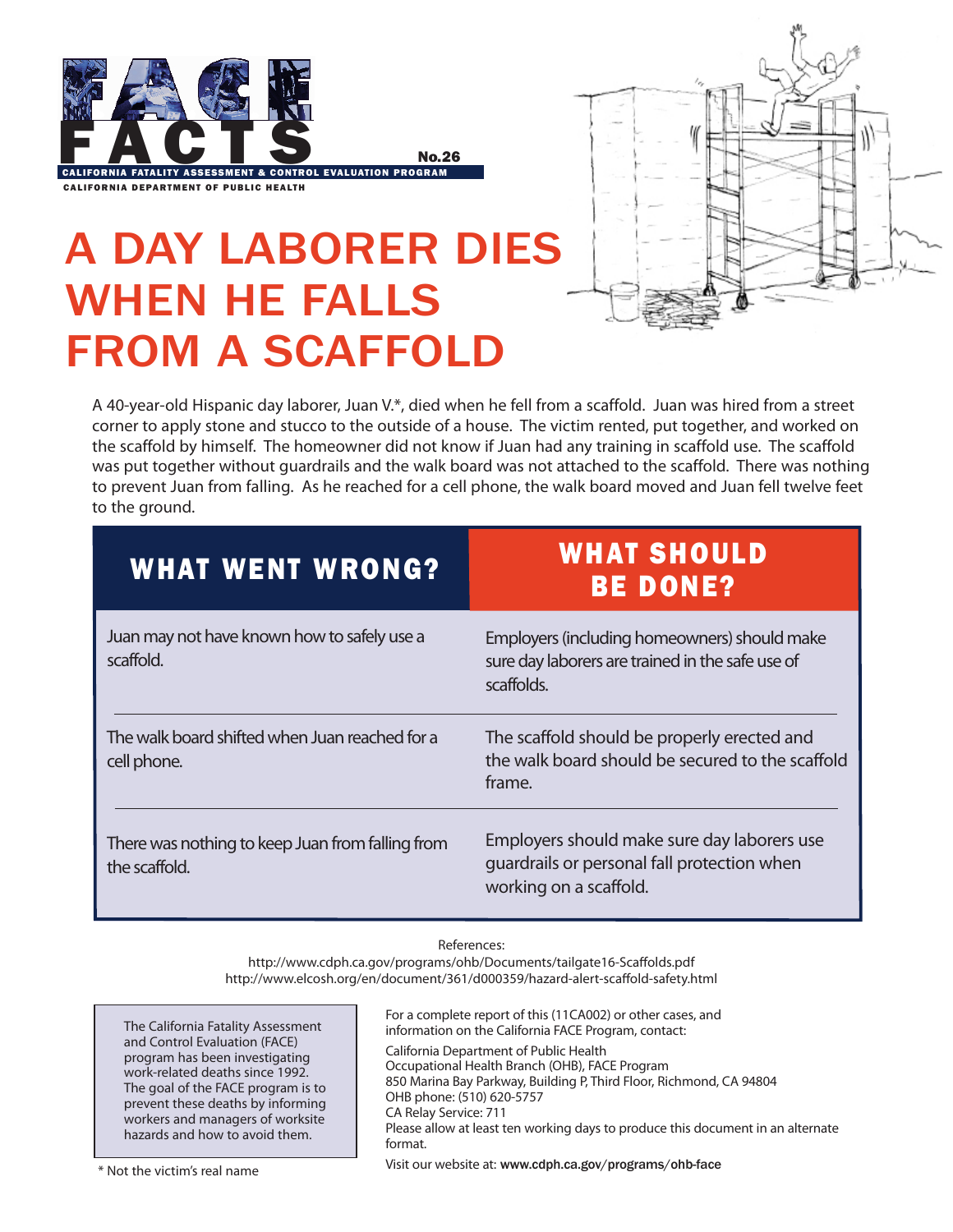# FACE FACTS

No.26

CALIFORNIA FATALITY ASSESSMENT & CONTROL EVALUATION PROGRAM

CALIFORNIA DEPARTMENT OF PUBLIC HEALTH

# A DAY LABORER DIES WHEN HE FALLS FROM A SCAFFOLD

A 40-year-old Hispanic day laborer, Juan V.*, died when he fell from a scaffold. Juan was hired from a street corner to apply stone and stucco to the outside of a house. The victim rented, put together, and worked on the scaffold by himself. The homeowner did not know if Juan had any training in scaffold use. The scaffold was put together without guardrails and the walk board was not attached to the scaffold. There was nothing to prevent Juan from falling. As he reached for a cell phone, the walk board moved and Juan fell twelve feet to the ground.

| WHAT WENT WRONG? | WHAT SHOULD BE DONE? |
|---|---|
| Juan may not have known how to safely use a scaffold. | Employers (including homeowners) should make sure day laborers are trained in the safe use of scaffolds. |
| The walk board shifted when Juan reached for a cell phone. | The scaffold should be properly erected and the walk board should be secured to the scaffold frame. |
| There was nothing to keep Juan from falling from the scaffold. | Employers should make sure day laborers use guardrails or personal fall protection when working on a scaffold. |

References:
http://www.cdph.ca.gov/programs/ohb/Documents/tailgate16-Scaffolds.pdf
http://www.elcosh.org/en/document/361/d000359/hazard-alert-scaffold-safety.html

The California Fatality Assessment and Control Evaluation (FACE) program has been investigating work-related deaths since 1992. The goal of the FACE program is to prevent these deaths by informing workers and managers of worksite hazards and how to avoid them.

For a complete report of this (11CA002) or other cases, and information on the California FACE Program, contact:

California Department of Public Health
Occupational Health Branch (OHB), FACE Program
850 Marina Bay Parkway, Building P, Third Floor, Richmond, CA 94804
OHB phone: (510) 620-5757
CA Relay Service: 711
Please allow at least ten working days to produce this document in an alternate format.

Visit our website at: **www.cdph.ca.gov/programs/ohb-face**

\* Not the victim's real name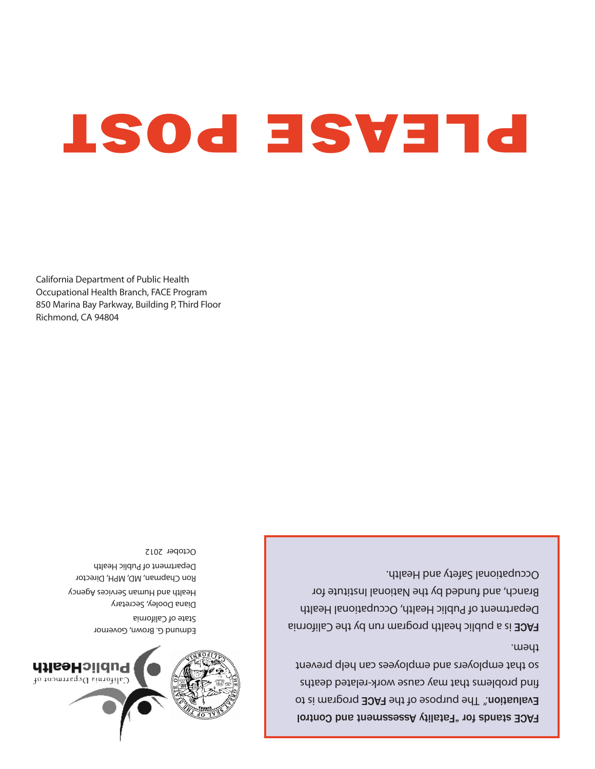# PLEASE POST

California Department of Public Health
Occupational Health Branch, FACE Program
850 Marina Bay Parkway, Building P, Third Floor
Richmond, CA 94804

**FACE stands for "Fatality Assessment and Control Evaluation."** The purpose of the **FACE** program is to find problems that may cause work-related deaths so that employers and employees can help prevent them.

**FACE** is a public health program run by the California Department of Public Health, Occupational Health Branch, and funded by the National Institute for Occupational Safety and Health.

California Department of PublicHealth

Edmund G. Brown, Governor
State of California
Diana Dooley, Secretary
Health and Human Services Agency
Ron Chapman, MD, MPH, Director
Department of Public Health
October 2012